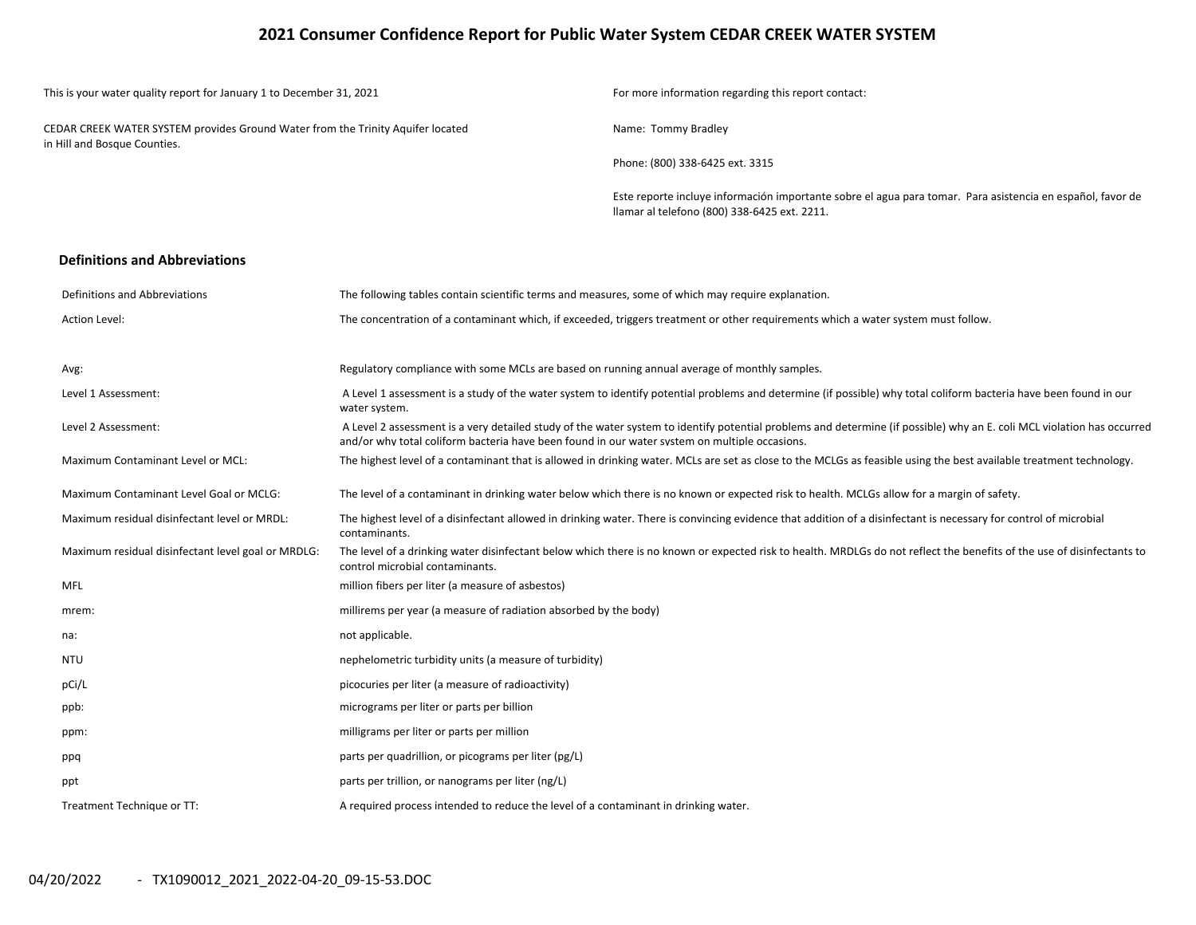# 2021 Consumer Confidence Report for Public Water System CEDAR CREEK WATER SYSTEM

This is your water quality report for January 1 to December 31, 2021

CEDAR CREEK WATER SYSTEM provides Ground Water from the Trinity Aquifer located in Hill and Bosque Counties.

For more information regarding this report contact:

Name: Tommy Bradley

Phone: (800) 338-6425 ext. 3315

Este reporte incluye información importante sobre el agua para tomar. Para asistencia en español, favor de llamar al telefono (800) 338-6425 ext. 2211.

## Definitions and Abbreviations

| | |
|---|---|
| Definitions and Abbreviations | The following tables contain scientific terms and measures, some of which may require explanation. |
| Action Level: | The concentration of a contaminant which, if exceeded, triggers treatment or other requirements which a water system must follow. |
| Avg: | Regulatory compliance with some MCLs are based on running annual average of monthly samples. |
| Level 1 Assessment: | A Level 1 assessment is a study of the water system to identify potential problems and determine (if possible) why total coliform bacteria have been found in our water system. |
| Level 2 Assessment: | A Level 2 assessment is a very detailed study of the water system to identify potential problems and determine (if possible) why an E. coli MCL violation has occurred and/or why total coliform bacteria have been found in our water system on multiple occasions. |
| Maximum Contaminant Level or MCL: | The highest level of a contaminant that is allowed in drinking water. MCLs are set as close to the MCLGs as feasible using the best available treatment technology. |
| Maximum Contaminant Level Goal or MCLG: | The level of a contaminant in drinking water below which there is no known or expected risk to health. MCLGs allow for a margin of safety. |
| Maximum residual disinfectant level or MRDL: | The highest level of a disinfectant allowed in drinking water. There is convincing evidence that addition of a disinfectant is necessary for control of microbial contaminants. |
| Maximum residual disinfectant level goal or MRDLG: | The level of a drinking water disinfectant below which there is no known or expected risk to health. MRDLGs do not reflect the benefits of the use of disinfectants to control microbial contaminants. |
| MFL | million fibers per liter (a measure of asbestos) |
| mrem: | millirems per year (a measure of radiation absorbed by the body) |
| na: | not applicable. |
| NTU | nephelometric turbidity units (a measure of turbidity) |
| pCi/L | picocuries per liter (a measure of radioactivity) |
| ppb: | micrograms per liter or parts per billion |
| ppm: | milligrams per liter or parts per million |
| ppq | parts per quadrillion, or picograms per liter (pg/L) |
| ppt | parts per trillion, or nanograms per liter (ng/L) |
| Treatment Technique or TT: | A required process intended to reduce the level of a contaminant in drinking water. |

04/20/2022 - TX1090012_2021_2022-04-20_09-15-53.DOC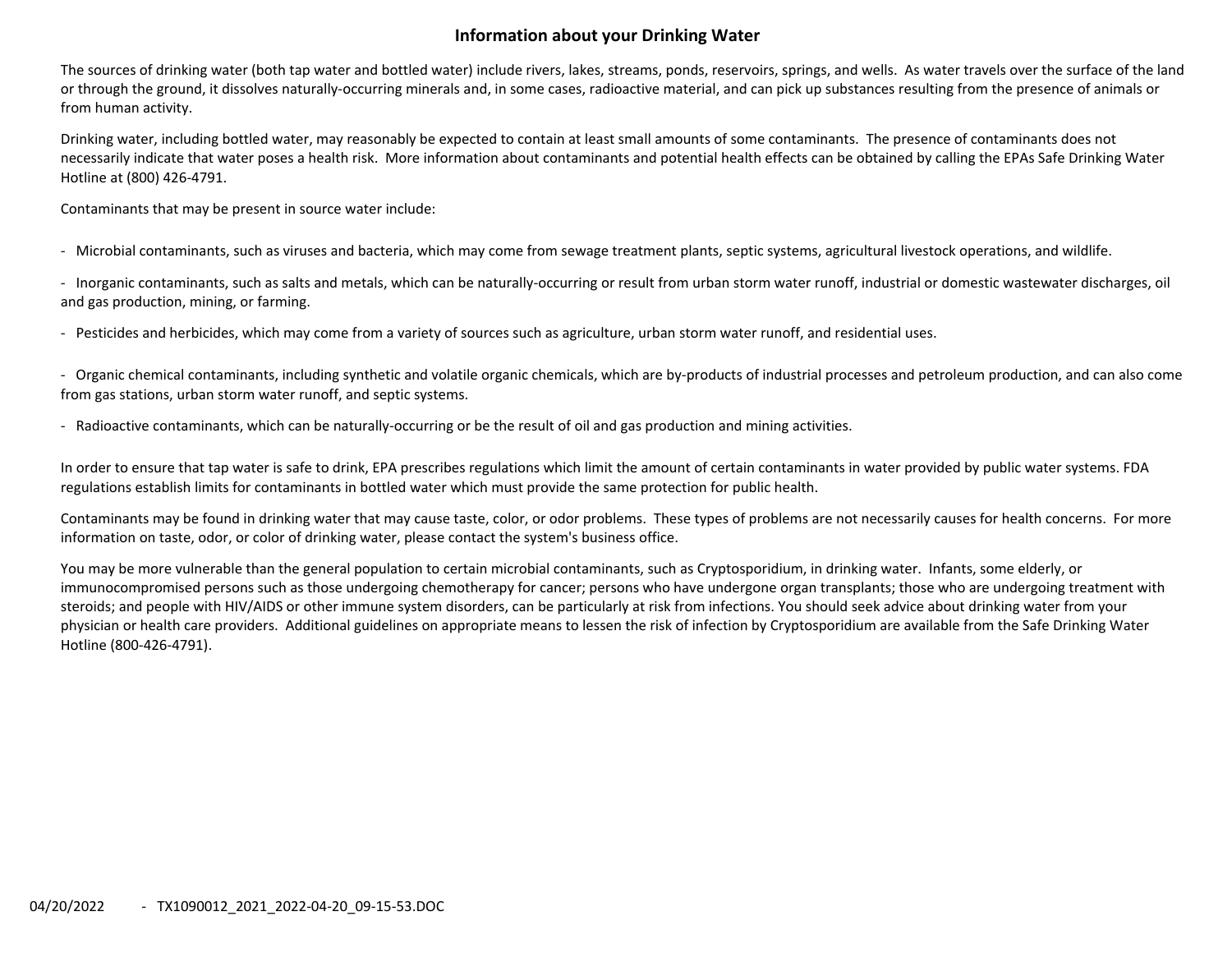# Information about your Drinking Water

The sources of drinking water (both tap water and bottled water) include rivers, lakes, streams, ponds, reservoirs, springs, and wells. As water travels over the surface of the land or through the ground, it dissolves naturally-occurring minerals and, in some cases, radioactive material, and can pick up substances resulting from the presence of animals or from human activity.

Drinking water, including bottled water, may reasonably be expected to contain at least small amounts of some contaminants. The presence of contaminants does not necessarily indicate that water poses a health risk. More information about contaminants and potential health effects can be obtained by calling the EPAs Safe Drinking Water Hotline at (800) 426-4791.

Contaminants that may be present in source water include:

- Microbial contaminants, such as viruses and bacteria, which may come from sewage treatment plants, septic systems, agricultural livestock operations, and wildlife.
- Inorganic contaminants, such as salts and metals, which can be naturally-occurring or result from urban storm water runoff, industrial or domestic wastewater discharges, oil and gas production, mining, or farming.
- Pesticides and herbicides, which may come from a variety of sources such as agriculture, urban storm water runoff, and residential uses.
- Organic chemical contaminants, including synthetic and volatile organic chemicals, which are by-products of industrial processes and petroleum production, and can also come from gas stations, urban storm water runoff, and septic systems.
- Radioactive contaminants, which can be naturally-occurring or be the result of oil and gas production and mining activities.

In order to ensure that tap water is safe to drink, EPA prescribes regulations which limit the amount of certain contaminants in water provided by public water systems. FDA regulations establish limits for contaminants in bottled water which must provide the same protection for public health.

Contaminants may be found in drinking water that may cause taste, color, or odor problems. These types of problems are not necessarily causes for health concerns. For more information on taste, odor, or color of drinking water, please contact the system's business office.

You may be more vulnerable than the general population to certain microbial contaminants, such as Cryptosporidium, in drinking water. Infants, some elderly, or immunocompromised persons such as those undergoing chemotherapy for cancer; persons who have undergone organ transplants; those who are undergoing treatment with steroids; and people with HIV/AIDS or other immune system disorders, can be particularly at risk from infections. You should seek advice about drinking water from your physician or health care providers. Additional guidelines on appropriate means to lessen the risk of infection by Cryptosporidium are available from the Safe Drinking Water Hotline (800-426-4791).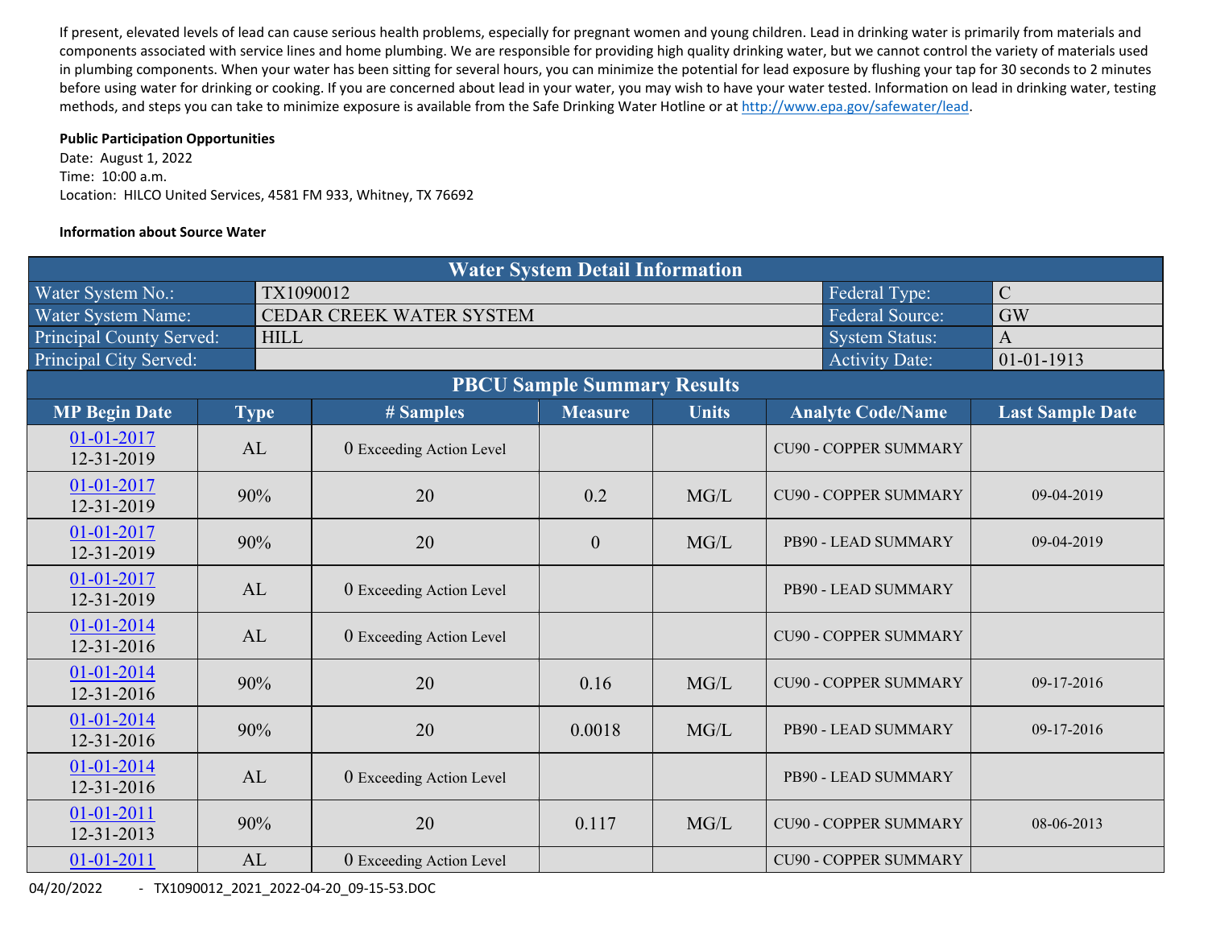If present, elevated levels of lead can cause serious health problems, especially for pregnant women and young children. Lead in drinking water is primarily from materials and components associated with service lines and home plumbing. We are responsible for providing high quality drinking water, but we cannot control the variety of materials used in plumbing components. When your water has been sitting for several hours, you can minimize the potential for lead exposure by flushing your tap for 30 seconds to 2 minutes before using water for drinking or cooking. If you are concerned about lead in your water, you may wish to have your water tested. Information on lead in drinking water, testing methods, and steps you can take to minimize exposure is available from the Safe Drinking Water Hotline or at http://www.epa.gov/safewater/lead.

**Public Participation Opportunities**
Date: August 1, 2022
Time: 10:00 a.m.
Location: HILCO United Services, 4581 FM 933, Whitney, TX 76692

**Information about Source Water**

| Water System Detail Information | | | |
|---|---|---|---|
| Water System No.: | TX1090012 | Federal Type: | C |
| Water System Name: | CEDAR CREEK WATER SYSTEM | Federal Source: | GW |
| Principal County Served: | HILL | System Status: | A |
| Principal City Served: | | Activity Date: | 01-01-1913 |

**PBCU Sample Summary Results**

| MP Begin Date | Type | # Samples | Measure | Units | Analyte Code/Name | Last Sample Date |
|---|---|---|---|---|---|---|
| 01-01-2017 12-31-2019 | AL | 0 Exceeding Action Level | | | CU90 - COPPER SUMMARY | |
| 01-01-2017 12-31-2019 | 90% | 20 | 0.2 | MG/L | CU90 - COPPER SUMMARY | 09-04-2019 |
| 01-01-2017 12-31-2019 | 90% | 20 | 0 | MG/L | PB90 - LEAD SUMMARY | 09-04-2019 |
| 01-01-2017 12-31-2019 | AL | 0 Exceeding Action Level | | | PB90 - LEAD SUMMARY | |
| 01-01-2014 12-31-2016 | AL | 0 Exceeding Action Level | | | CU90 - COPPER SUMMARY | |
| 01-01-2014 12-31-2016 | 90% | 20 | 0.16 | MG/L | CU90 - COPPER SUMMARY | 09-17-2016 |
| 01-01-2014 12-31-2016 | 90% | 20 | 0.0018 | MG/L | PB90 - LEAD SUMMARY | 09-17-2016 |
| 01-01-2014 12-31-2016 | AL | 0 Exceeding Action Level | | | PB90 - LEAD SUMMARY | |
| 01-01-2011 12-31-2013 | 90% | 20 | 0.117 | MG/L | CU90 - COPPER SUMMARY | 08-06-2013 |
| 01-01-2011 | AL | 0 Exceeding Action Level | | | CU90 - COPPER SUMMARY | |

04/20/2022 - TX1090012_2021_2022-04-20_09-15-53.DOC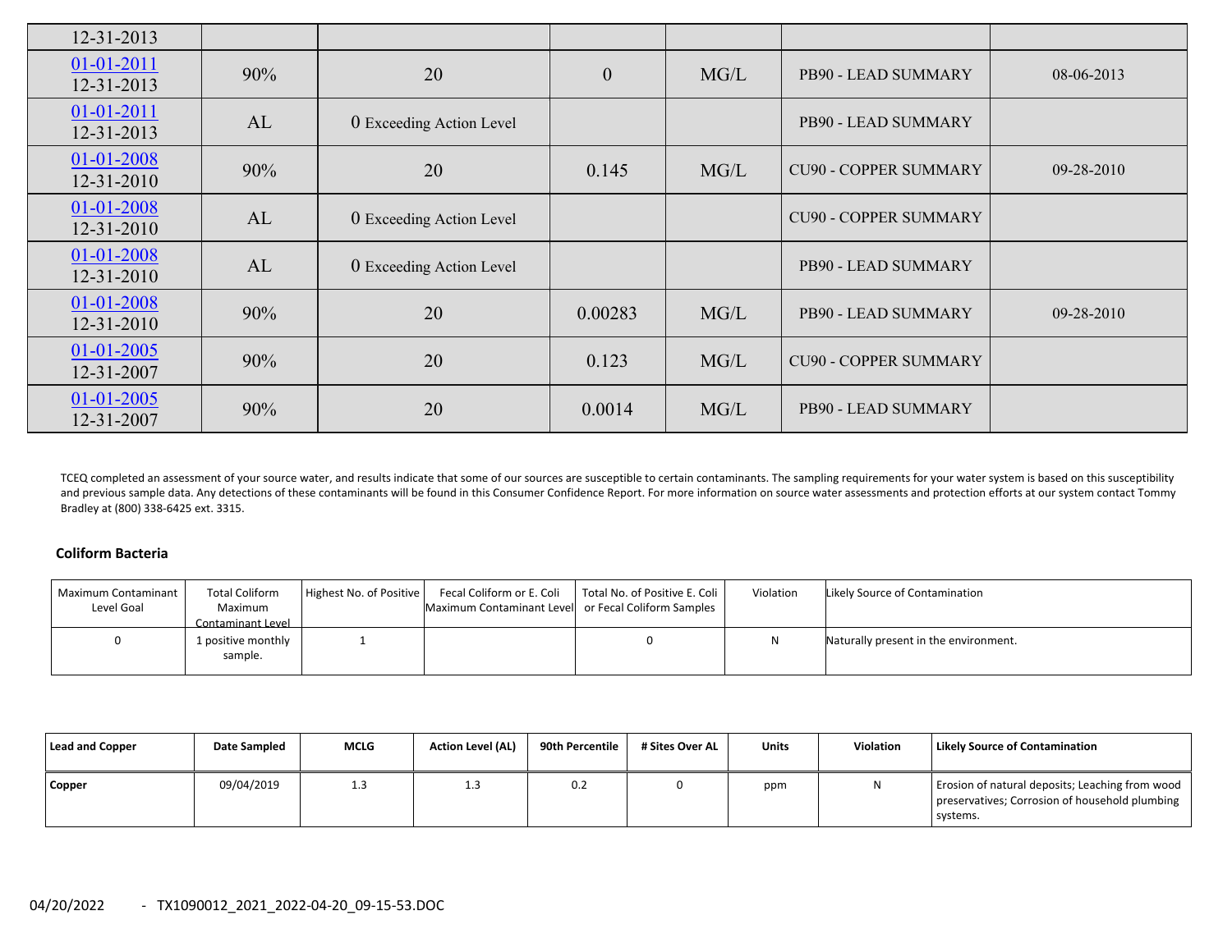| | | | | | | |
|---|---|---|---|---|---|---|
| 12-31-2013 | | | | | | |
| 01-01-2011 12-31-2013 | 90% | 20 | 0 | MG/L | PB90 - LEAD SUMMARY | 08-06-2013 |
| 01-01-2011 12-31-2013 | AL | 0 Exceeding Action Level | | | PB90 - LEAD SUMMARY | |
| 01-01-2008 12-31-2010 | 90% | 20 | 0.145 | MG/L | CU90 - COPPER SUMMARY | 09-28-2010 |
| 01-01-2008 12-31-2010 | AL | 0 Exceeding Action Level | | | CU90 - COPPER SUMMARY | |
| 01-01-2008 12-31-2010 | AL | 0 Exceeding Action Level | | | PB90 - LEAD SUMMARY | |
| 01-01-2008 12-31-2010 | 90% | 20 | 0.00283 | MG/L | PB90 - LEAD SUMMARY | 09-28-2010 |
| 01-01-2005 12-31-2007 | 90% | 20 | 0.123 | MG/L | CU90 - COPPER SUMMARY | |
| 01-01-2005 12-31-2007 | 90% | 20 | 0.0014 | MG/L | PB90 - LEAD SUMMARY | |

TCEQ completed an assessment of your source water, and results indicate that some of our sources are susceptible to certain contaminants. The sampling requirements for your water system is based on this susceptibility and previous sample data. Any detections of these contaminants will be found in this Consumer Confidence Report. For more information on source water assessments and protection efforts at our system contact Tommy Bradley at (800) 338-6425 ext. 3315.

### Coliform Bacteria

| Maximum Contaminant Level Goal | Total Coliform Maximum Contaminant Level | Highest No. of Positive | Fecal Coliform or E. Coli Maximum Contaminant Level | Total No. of Positive E. Coli or Fecal Coliform Samples | Violation | Likely Source of Contamination |
|---|---|---|---|---|---|---|
| 0 | 1 positive monthly sample. | 1 | | 0 | N | Naturally present in the environment. |

| Lead and Copper | Date Sampled | MCLG | Action Level (AL) | 90th Percentile | # Sites Over AL | Units | Violation | Likely Source of Contamination |
|---|---|---|---|---|---|---|---|---|
| **Copper** | 09/04/2019 | 1.3 | 1.3 | 0.2 | 0 | ppm | N | Erosion of natural deposits; Leaching from wood preservatives; Corrosion of household plumbing systems. |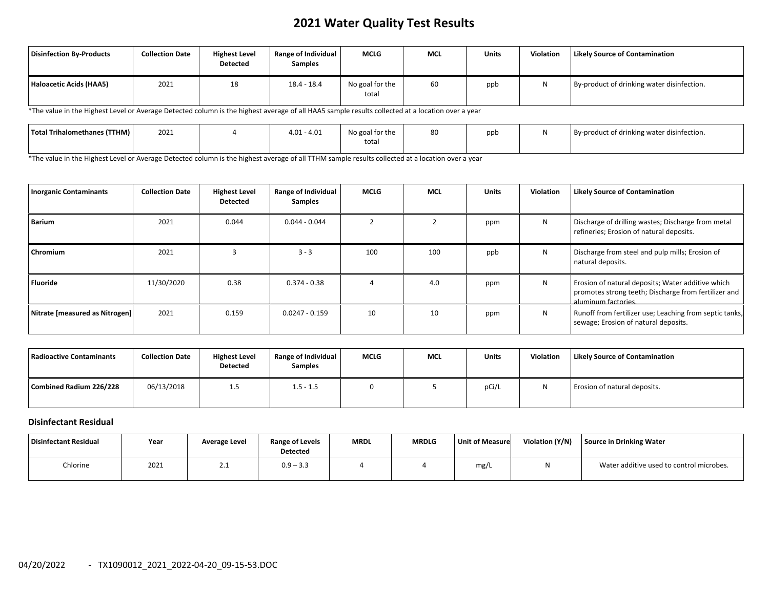# 2021 Water Quality Test Results

| Disinfection By-Products | Collection Date | Highest Level Detected | Range of Individual Samples | MCLG | MCL | Units | Violation | Likely Source of Contamination |
|---|---|---|---|---|---|---|---|---|
| Haloacetic Acids (HAA5) | 2021 | 18 | 18.4 - 18.4 | No goal for the total | 60 | ppb | N | By-product of drinking water disinfection. |

*The value in the Highest Level or Average Detected column is the highest average of all HAA5 sample results collected at a location over a year

| Disinfection By-Products | Collection Date | Highest Level Detected | Range of Individual Samples | MCLG | MCL | Units | Violation | Likely Source of Contamination |
|---|---|---|---|---|---|---|---|---|
| Total Trihalomethanes (TTHM) | 2021 | 4 | 4.01 - 4.01 | No goal for the total | 80 | ppb | N | By-product of drinking water disinfection. |

*The value in the Highest Level or Average Detected column is the highest average of all TTHM sample results collected at a location over a year

| Inorganic Contaminants | Collection Date | Highest Level Detected | Range of Individual Samples | MCLG | MCL | Units | Violation | Likely Source of Contamination |
|---|---|---|---|---|---|---|---|---|
| Barium | 2021 | 0.044 | 0.044 - 0.044 | 2 | 2 | ppm | N | Discharge of drilling wastes; Discharge from metal refineries; Erosion of natural deposits. |
| Chromium | 2021 | 3 | 3 - 3 | 100 | 100 | ppb | N | Discharge from steel and pulp mills; Erosion of natural deposits. |
| Fluoride | 11/30/2020 | 0.38 | 0.374 - 0.38 | 4 | 4.0 | ppm | N | Erosion of natural deposits; Water additive which promotes strong teeth; Discharge from fertilizer and aluminum factories. |
| Nitrate [measured as Nitrogen] | 2021 | 0.159 | 0.0247 - 0.159 | 10 | 10 | ppm | N | Runoff from fertilizer use; Leaching from septic tanks, sewage; Erosion of natural deposits. |

| Radioactive Contaminants | Collection Date | Highest Level Detected | Range of Individual Samples | MCLG | MCL | Units | Violation | Likely Source of Contamination |
|---|---|---|---|---|---|---|---|---|
| Combined Radium 226/228 | 06/13/2018 | 1.5 | 1.5 - 1.5 | 0 | 5 | pCi/L | N | Erosion of natural deposits. |

### Disinfectant Residual

| Disinfectant Residual | Year | Average Level | Range of Levels Detected | MRDL | MRDLG | Unit of Measure | Violation (Y/N) | Source in Drinking Water |
|---|---|---|---|---|---|---|---|---|
| Chlorine | 2021 | 2.1 | 0.9 – 3.3 | 4 | 4 | mg/L | N | Water additive used to control microbes. |